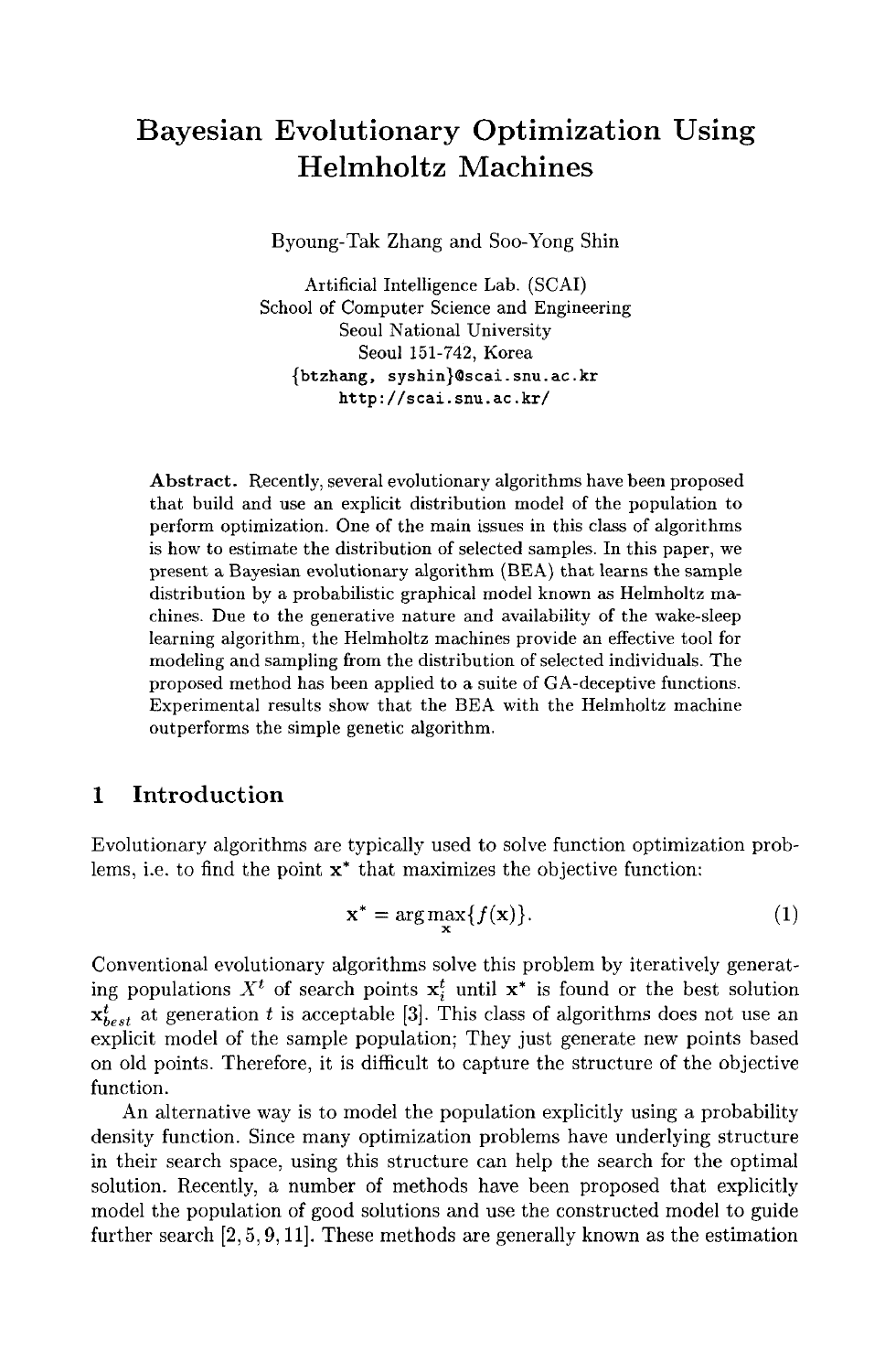# Bayesian Evolutionary Optimization Using Helmholtz Machines

Byoung-Tak Zhang and Soo-Yong Shin

Artificial Intelligence Lab. (SCAI)
School of Computer Science and Engineering
Seoul National University
Seoul 151-742, Korea
{btzhang, syshin}@scai.snu.ac.kr
http://scai.snu.ac.kr/

**Abstract.** Recently, several evolutionary algorithms have been proposed that build and use an explicit distribution model of the population to perform optimization. One of the main issues in this class of algorithms is how to estimate the distribution of selected samples. In this paper, we present a Bayesian evolutionary algorithm (BEA) that learns the sample distribution by a probabilistic graphical model known as Helmholtz machines. Due to the generative nature and availability of the wake-sleep learning algorithm, the Helmholtz machines provide an effective tool for modeling and sampling from the distribution of selected individuals. The proposed method has been applied to a suite of GA-deceptive functions. Experimental results show that the BEA with the Helmholtz machine outperforms the simple genetic algorithm.

## 1 Introduction

Evolutionary algorithms are typically used to solve function optimization problems, i.e. to find the point $\mathbf{x}^*$ that maximizes the objective function:

$$\mathbf{x}^* = \arg\max_{\mathbf{x}}\{f(\mathbf{x})\}. \quad (1)$$

Conventional evolutionary algorithms solve this problem by iteratively generating populations $X^t$ of search points $\mathbf{x}_i^t$ until $\mathbf{x}^*$ is found or the best solution $\mathbf{x}_{best}^t$ at generation $t$ is acceptable [3]. This class of algorithms does not use an explicit model of the sample population; They just generate new points based on old points. Therefore, it is difficult to capture the structure of the objective function.

An alternative way is to model the population explicitly using a probability density function. Since many optimization problems have underlying structure in their search space, using this structure can help the search for the optimal solution. Recently, a number of methods have been proposed that explicitly model the population of good solutions and use the constructed model to guide further search [2, 5, 9, 11]. These methods are generally known as the estimation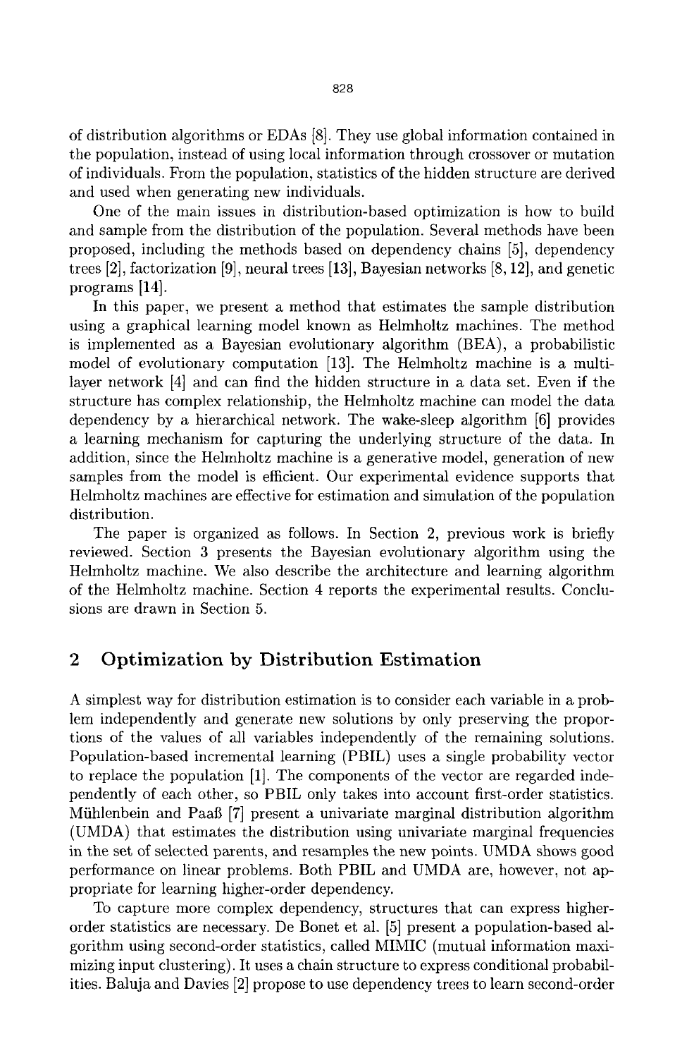of distribution algorithms or EDAs [8]. They use global information contained in the population, instead of using local information through crossover or mutation of individuals. From the population, statistics of the hidden structure are derived and used when generating new individuals.

One of the main issues in distribution-based optimization is how to build and sample from the distribution of the population. Several methods have been proposed, including the methods based on dependency chains [5], dependency trees [2], factorization [9], neural trees [13], Bayesian networks [8, 12], and genetic programs [14].

In this paper, we present a method that estimates the sample distribution using a graphical learning model known as Helmholtz machines. The method is implemented as a Bayesian evolutionary algorithm (BEA), a probabilistic model of evolutionary computation [13]. The Helmholtz machine is a multi-layer network [4] and can find the hidden structure in a data set. Even if the structure has complex relationship, the Helmholtz machine can model the data dependency by a hierarchical network. The wake-sleep algorithm [6] provides a learning mechanism for capturing the underlying structure of the data. In addition, since the Helmholtz machine is a generative model, generation of new samples from the model is efficient. Our experimental evidence supports that Helmholtz machines are effective for estimation and simulation of the population distribution.

The paper is organized as follows. In Section 2, previous work is briefly reviewed. Section 3 presents the Bayesian evolutionary algorithm using the Helmholtz machine. We also describe the architecture and learning algorithm of the Helmholtz machine. Section 4 reports the experimental results. Conclusions are drawn in Section 5.

## 2 Optimization by Distribution Estimation

A simplest way for distribution estimation is to consider each variable in a problem independently and generate new solutions by only preserving the proportions of the values of all variables independently of the remaining solutions. Population-based incremental learning (PBIL) uses a single probability vector to replace the population [1]. The components of the vector are regarded independently of each other, so PBIL only takes into account first-order statistics. Mühlenbein and Paaß [7] present a univariate marginal distribution algorithm (UMDA) that estimates the distribution using univariate marginal frequencies in the set of selected parents, and resamples the new points. UMDA shows good performance on linear problems. Both PBIL and UMDA are, however, not appropriate for learning higher-order dependency.

To capture more complex dependency, structures that can express higher-order statistics are necessary. De Bonet et al. [5] present a population-based algorithm using second-order statistics, called MIMIC (mutual information maximizing input clustering). It uses a chain structure to express conditional probabilities. Baluja and Davies [2] propose to use dependency trees to learn second-order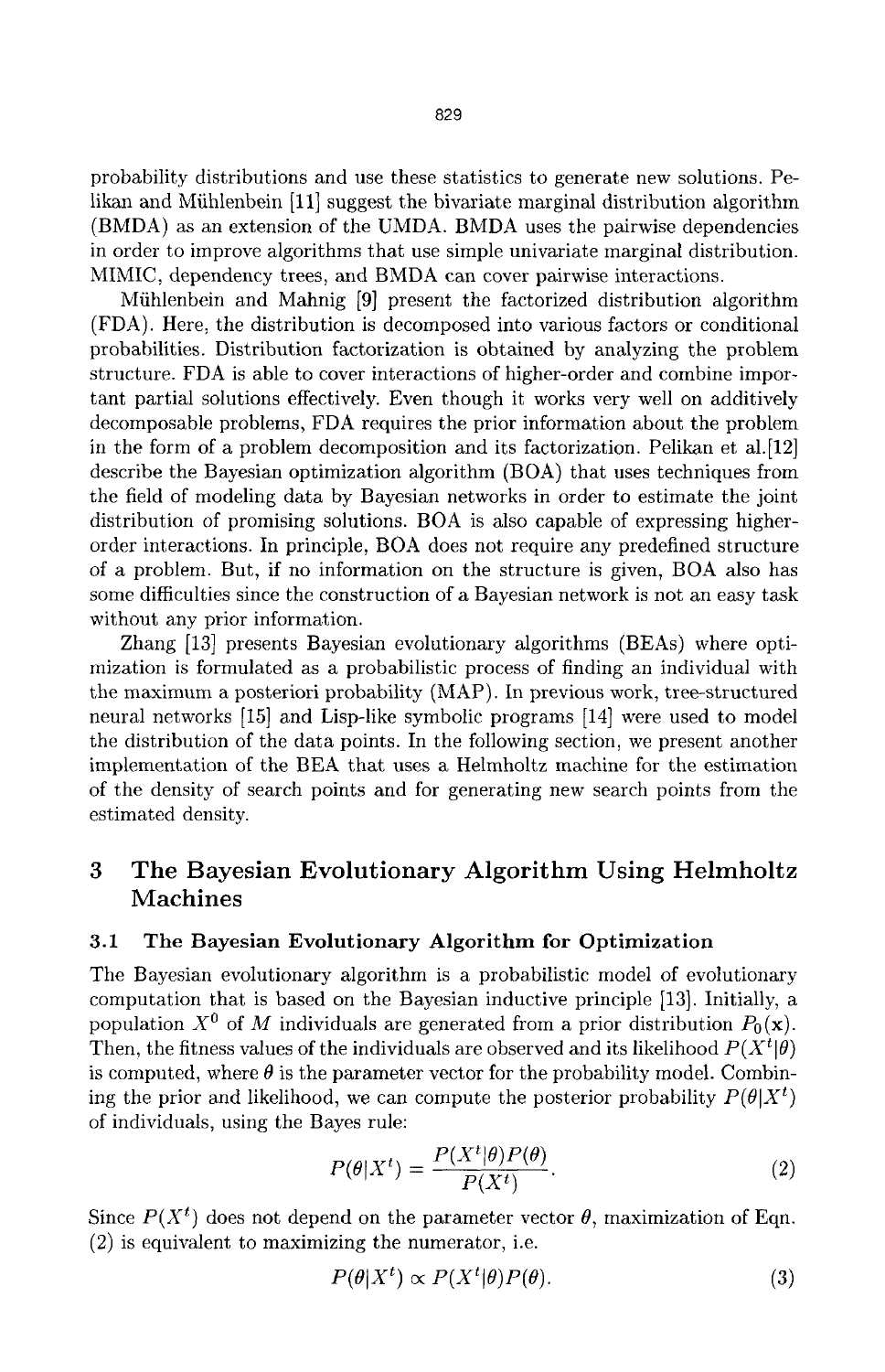probability distributions and use these statistics to generate new solutions. Pelikan and Mühlenbein [11] suggest the bivariate marginal distribution algorithm (BMDA) as an extension of the UMDA. BMDA uses the pairwise dependencies in order to improve algorithms that use simple univariate marginal distribution. MIMIC, dependency trees, and BMDA can cover pairwise interactions.

Mühlenbein and Mahnig [9] present the factorized distribution algorithm (FDA). Here, the distribution is decomposed into various factors or conditional probabilities. Distribution factorization is obtained by analyzing the problem structure. FDA is able to cover interactions of higher-order and combine important partial solutions effectively. Even though it works very well on additively decomposable problems, FDA requires the prior information about the problem in the form of a problem decomposition and its factorization. Pelikan et al.[12] describe the Bayesian optimization algorithm (BOA) that uses techniques from the field of modeling data by Bayesian networks in order to estimate the joint distribution of promising solutions. BOA is also capable of expressing higher-order interactions. In principle, BOA does not require any predefined structure of a problem. But, if no information on the structure is given, BOA also has some difficulties since the construction of a Bayesian network is not an easy task without any prior information.

Zhang [13] presents Bayesian evolutionary algorithms (BEAs) where optimization is formulated as a probabilistic process of finding an individual with the maximum a posteriori probability (MAP). In previous work, tree-structured neural networks [15] and Lisp-like symbolic programs [14] were used to model the distribution of the data points. In the following section, we present another implementation of the BEA that uses a Helmholtz machine for the estimation of the density of search points and for generating new search points from the estimated density.

## 3 The Bayesian Evolutionary Algorithm Using Helmholtz Machines

### 3.1 The Bayesian Evolutionary Algorithm for Optimization

The Bayesian evolutionary algorithm is a probabilistic model of evolutionary computation that is based on the Bayesian inductive principle [13]. Initially, a population $X^0$ of $M$ individuals are generated from a prior distribution $P_0(\mathbf{x})$. Then, the fitness values of the individuals are observed and its likelihood $P(X^t|\theta)$ is computed, where $\theta$ is the parameter vector for the probability model. Combining the prior and likelihood, we can compute the posterior probability $P(\theta|X^t)$ of individuals, using the Bayes rule:

$$P(\theta|X^t) = \frac{P(X^t|\theta)P(\theta)}{P(X^t)}. \tag{2}$$

Since $P(X^t)$ does not depend on the parameter vector $\theta$, maximization of Eqn. (2) is equivalent to maximizing the numerator, i.e.

$$P(\theta|X^t) \propto P(X^t|\theta)P(\theta). \tag{3}$$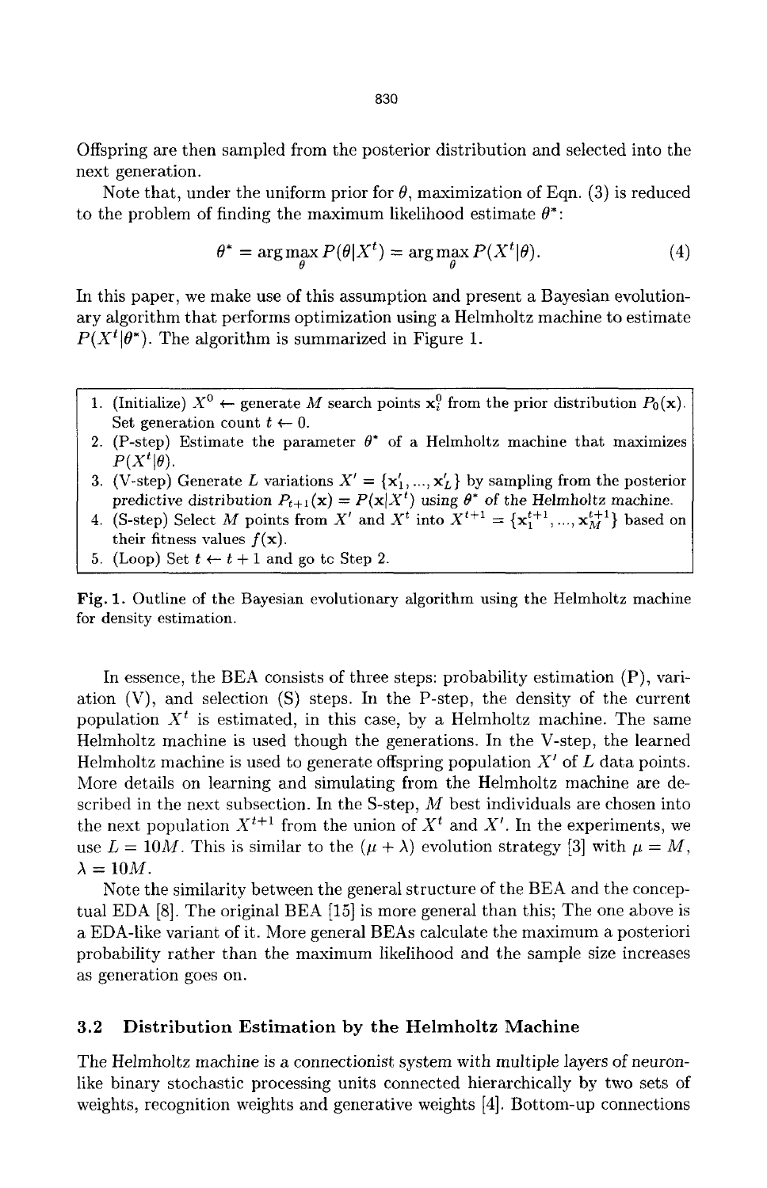Offspring are then sampled from the posterior distribution and selected into the next generation.

Note that, under the uniform prior for $\theta$, maximization of Eqn. (3) is reduced to the problem of finding the maximum likelihood estimate $\theta^*$:

$$\theta^* = \arg\max_{\theta} P(\theta|X^t) = \arg\max_{\theta} P(X^t|\theta). \tag{4}$$

In this paper, we make use of this assumption and present a Bayesian evolutionary algorithm that performs optimization using a Helmholtz machine to estimate $P(X^t|\theta^*)$. The algorithm is summarized in Figure 1.

1. (Initialize) $X^0 \leftarrow$ generate $M$ search points $\mathbf{x}_i^0$ from the prior distribution $P_0(\mathbf{x})$. Set generation count $t \leftarrow 0$.
2. (P-step) Estimate the parameter $\theta^*$ of a Helmholtz machine that maximizes $P(X^t|\theta)$.
3. (V-step) Generate $L$ variations $X' = \{\mathbf{x}_1', ..., \mathbf{x}_L'\}$ by sampling from the posterior predictive distribution $P_{t+1}(\mathbf{x}) = P(\mathbf{x}|X^t)$ using $\theta^*$ of the Helmholtz machine.
4. (S-step) Select $M$ points from $X'$ and $X^t$ into $X^{t+1} = \{\mathbf{x}_1^{t+1}, ..., \mathbf{x}_M^{t+1}\}$ based on their fitness values $f(\mathbf{x})$.
5. (Loop) Set $t \leftarrow t + 1$ and go to Step 2.

**Fig. 1.** Outline of the Bayesian evolutionary algorithm using the Helmholtz machine for density estimation.

In essence, the BEA consists of three steps: probability estimation (P), variation (V), and selection (S) steps. In the P-step, the density of the current population $X^t$ is estimated, in this case, by a Helmholtz machine. The same Helmholtz machine is used though the generations. In the V-step, the learned Helmholtz machine is used to generate offspring population $X'$ of $L$ data points. More details on learning and simulating from the Helmholtz machine are described in the next subsection. In the S-step, $M$ best individuals are chosen into the next population $X^{t+1}$ from the union of $X^t$ and $X'$. In the experiments, we use $L = 10M$. This is similar to the $(\mu + \lambda)$ evolution strategy [3] with $\mu = M$, $\lambda = 10M$.

Note the similarity between the general structure of the BEA and the conceptual EDA [8]. The original BEA [15] is more general than this; The one above is a EDA-like variant of it. More general BEAs calculate the maximum a posteriori probability rather than the maximum likelihood and the sample size increases as generation goes on.

### 3.2 Distribution Estimation by the Helmholtz Machine

The Helmholtz machine is a connectionist system with multiple layers of neuron-like binary stochastic processing units connected hierarchically by two sets of weights, recognition weights and generative weights [4]. Bottom-up connections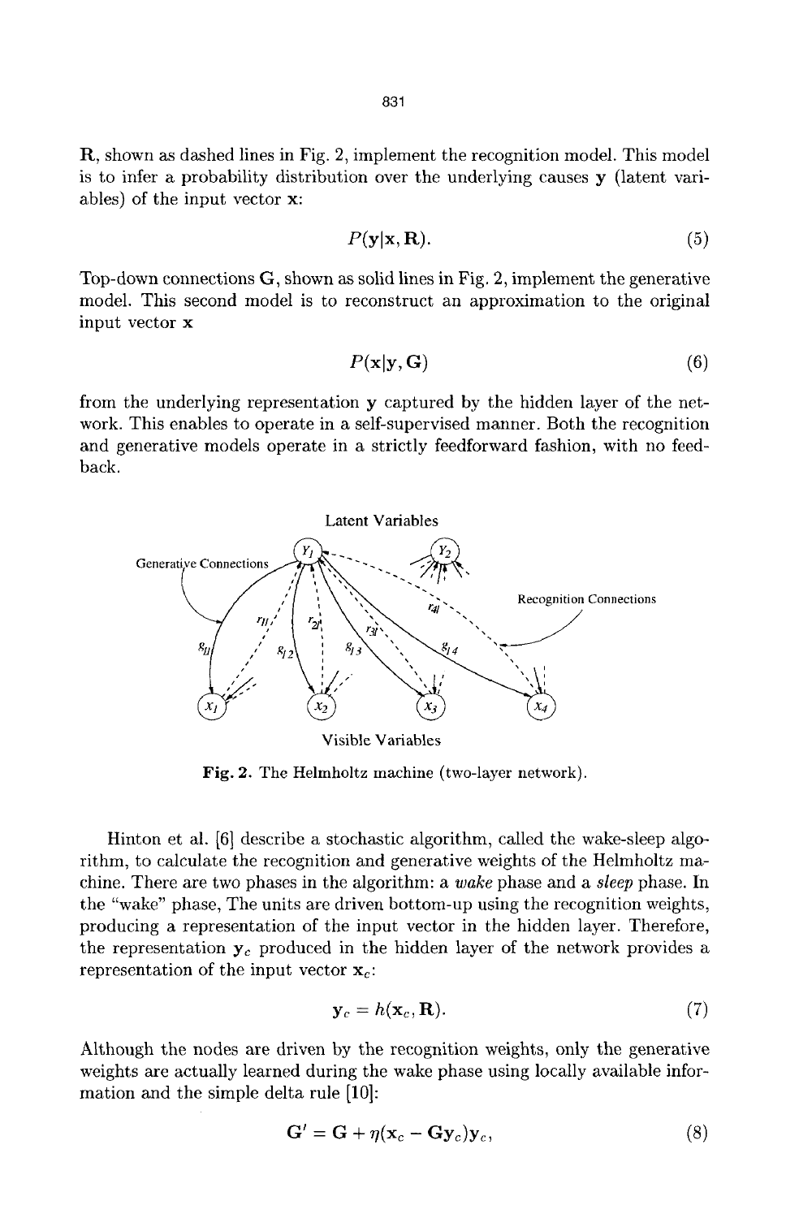**R**, shown as dashed lines in Fig. 2, implement the recognition model. This model is to infer a probability distribution over the underlying causes **y** (latent variables) of the input vector **x**:

$$P(\mathbf{y}|\mathbf{x}, \mathbf{R}). \tag{5}$$

Top-down connections **G**, shown as solid lines in Fig. 2, implement the generative model. This second model is to reconstruct an approximation to the original input vector **x**

$$P(\mathbf{x}|\mathbf{y}, \mathbf{G}) \tag{6}$$

from the underlying representation **y** captured by the hidden layer of the network. This enables to operate in a self-supervised manner. Both the recognition and generative models operate in a strictly feedforward fashion, with no feedback.

**Fig. 2.** The Helmholtz machine (two-layer network).

Hinton et al. [6] describe a stochastic algorithm, called the wake-sleep algorithm, to calculate the recognition and generative weights of the Helmholtz machine. There are two phases in the algorithm: a *wake* phase and a *sleep* phase. In the "wake" phase, The units are driven bottom-up using the recognition weights, producing a representation of the input vector in the hidden layer. Therefore, the representation $\mathbf{y}_c$ produced in the hidden layer of the network provides a representation of the input vector $\mathbf{x}_c$:

$$\mathbf{y}_c = h(\mathbf{x}_c, \mathbf{R}). \tag{7}$$

Although the nodes are driven by the recognition weights, only the generative weights are actually learned during the wake phase using locally available information and the simple delta rule [10]:

$$\mathbf{G}' = \mathbf{G} + \eta(\mathbf{x}_c - \mathbf{G}\mathbf{y}_c)\mathbf{y}_c, \tag{8}$$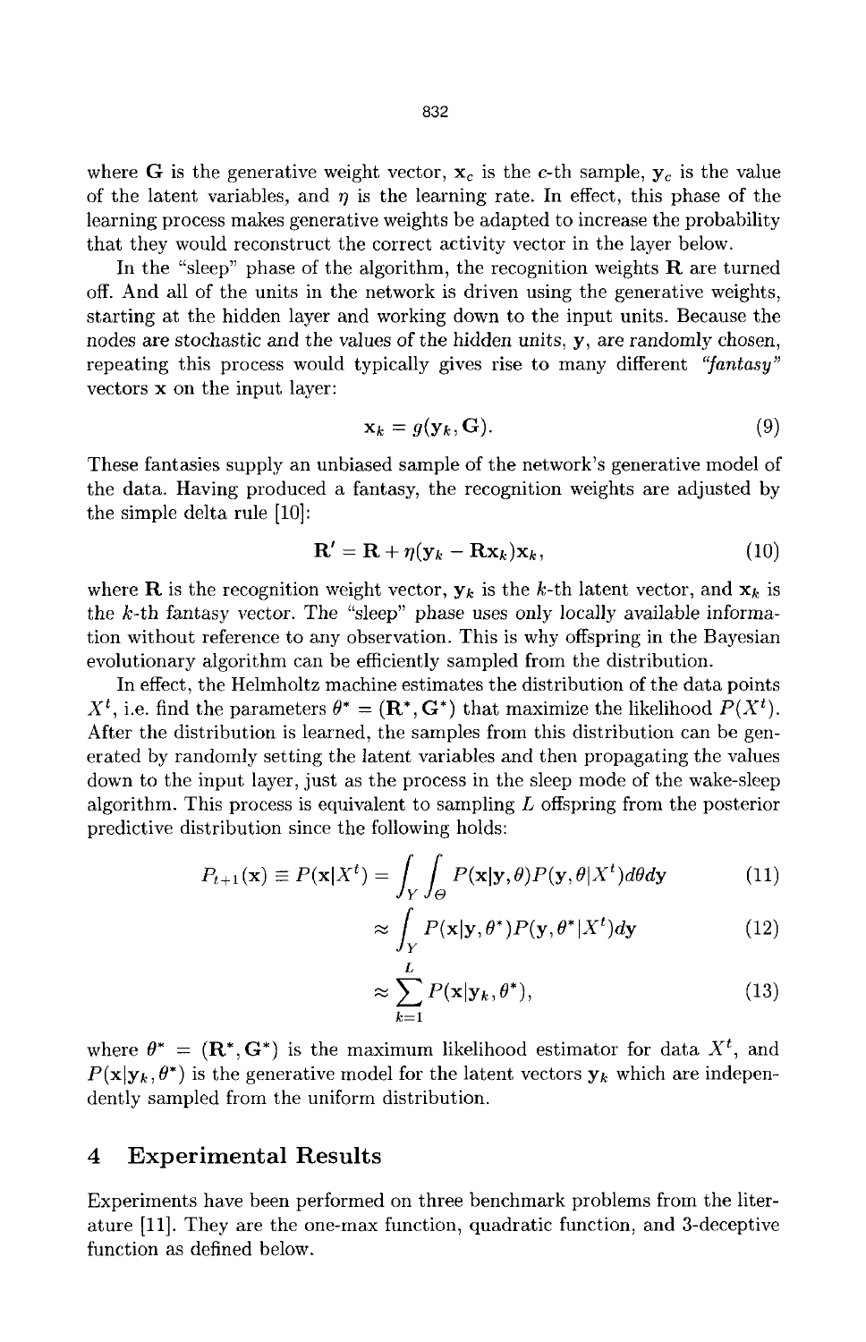where $\mathbf{G}$ is the generative weight vector, $\mathbf{x}_c$ is the $c$-th sample, $\mathbf{y}_c$ is the value of the latent variables, and $\eta$ is the learning rate. In effect, this phase of the learning process makes generative weights be adapted to increase the probability that they would reconstruct the correct activity vector in the layer below.

In the "sleep" phase of the algorithm, the recognition weights $\mathbf{R}$ are turned off. And all of the units in the network is driven using the generative weights, starting at the hidden layer and working down to the input units. Because the nodes are stochastic and the values of the hidden units, $\mathbf{y}$, are randomly chosen, repeating this process would typically gives rise to many different *"fantasy"* vectors $\mathbf{x}$ on the input layer:

$$\mathbf{x}_k = g(\mathbf{y}_k, \mathbf{G}). \tag{9}$$

These fantasies supply an unbiased sample of the network's generative model of the data. Having produced a fantasy, the recognition weights are adjusted by the simple delta rule [10]:

$$\mathbf{R}' = \mathbf{R} + \eta(\mathbf{y}_k - \mathbf{R}\mathbf{x}_k)\mathbf{x}_k, \tag{10}$$

where $\mathbf{R}$ is the recognition weight vector, $\mathbf{y}_k$ is the $k$-th latent vector, and $\mathbf{x}_k$ is the $k$-th fantasy vector. The "sleep" phase uses only locally available information without reference to any observation. This is why offspring in the Bayesian evolutionary algorithm can be efficiently sampled from the distribution.

In effect, the Helmholtz machine estimates the distribution of the data points $X^t$, i.e. find the parameters $\theta^* = (\mathbf{R}^*, \mathbf{G}^*)$ that maximize the likelihood $P(X^t)$. After the distribution is learned, the samples from this distribution can be generated by randomly setting the latent variables and then propagating the values down to the input layer, just as the process in the sleep mode of the wake-sleep algorithm. This process is equivalent to sampling $L$ offspring from the posterior predictive distribution since the following holds:

$$P_{t+1}(\mathbf{x}) \equiv P(\mathbf{x}|X^t) = \int_Y \int_\Theta P(\mathbf{x}|\mathbf{y}, \theta) P(\mathbf{y}, \theta | X^t) d\theta d\mathbf{y} \tag{11}$$

$$\approx \int_Y P(\mathbf{x}|\mathbf{y}, \theta^*) P(\mathbf{y}, \theta^* | X^t) d\mathbf{y} \tag{12}$$

$$\approx \sum_{k=1}^{L} P(\mathbf{x}|\mathbf{y}_k, \theta^*), \tag{13}$$

where $\theta^* = (\mathbf{R}^*, \mathbf{G}^*)$ is the maximum likelihood estimator for data $X^t$, and $P(\mathbf{x}|\mathbf{y}_k, \theta^*)$ is the generative model for the latent vectors $\mathbf{y}_k$ which are independently sampled from the uniform distribution.

## 4 Experimental Results

Experiments have been performed on three benchmark problems from the literature [11]. They are the one-max function, quadratic function, and 3-deceptive function as defined below.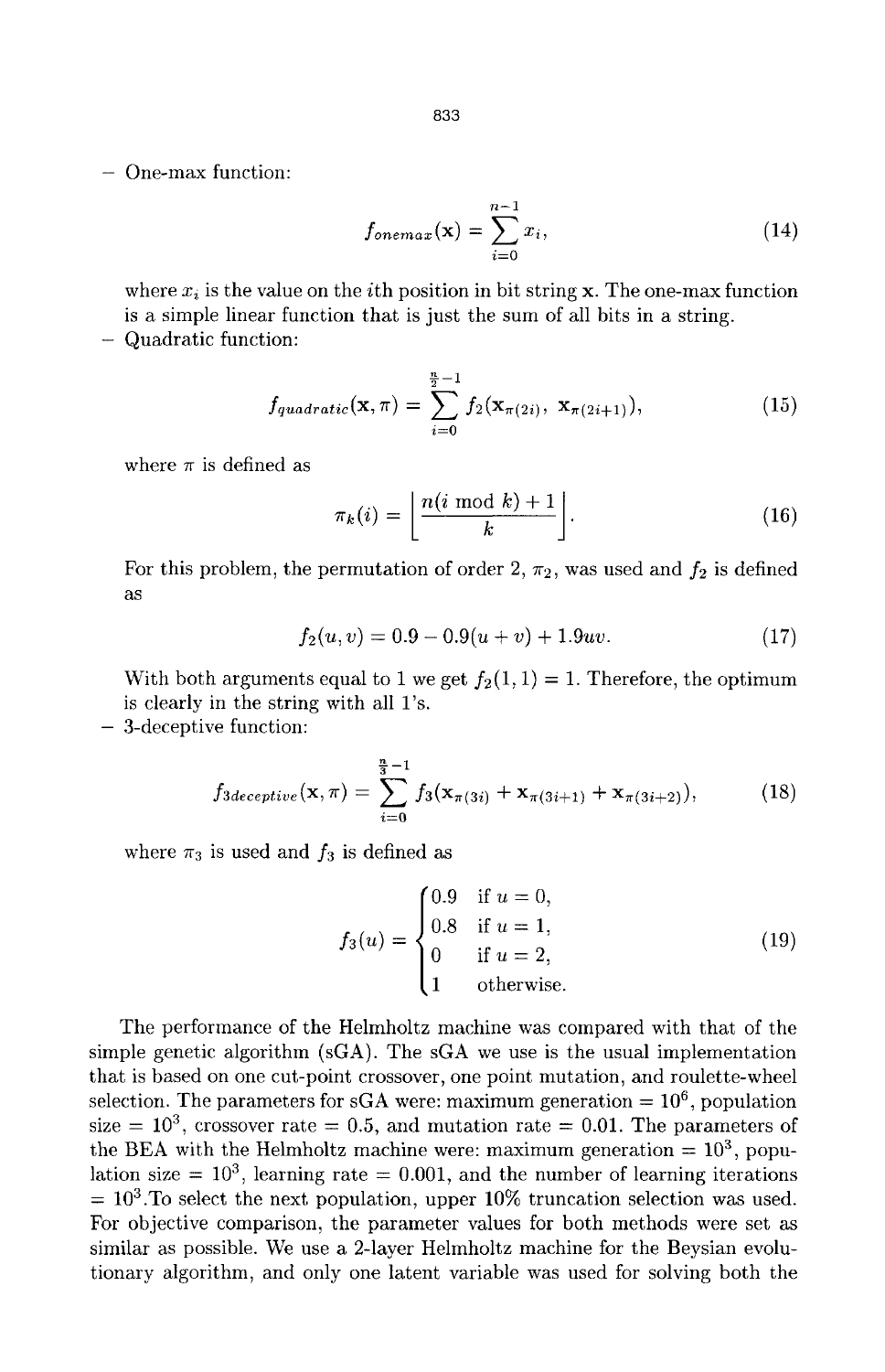- One-max function:

$$f_{onemax}(\mathbf{x}) = \sum_{i=0}^{n-1} x_i, \tag{14}$$

where $x_i$ is the value on the $i$th position in bit string $\mathbf{x}$. The one-max function is a simple linear function that is just the sum of all bits in a string.

- Quadratic function:

$$f_{quadratic}(\mathbf{x}, \pi) = \sum_{i=0}^{\frac{n}{2}-1} f_2(\mathbf{x}_{\pi(2i)},\ \mathbf{x}_{\pi(2i+1)}), \tag{15}$$

where $\pi$ is defined as

$$\pi_k(i) = \left\lfloor \frac{n(i \bmod k) + 1}{k} \right\rfloor. \tag{16}$$

For this problem, the permutation of order 2, $\pi_2$, was used and $f_2$ is defined as

$$f_2(u, v) = 0.9 - 0.9(u + v) + 1.9uv. \tag{17}$$

With both arguments equal to 1 we get $f_2(1, 1) = 1$. Therefore, the optimum is clearly in the string with all 1's.

- 3-deceptive function:

$$f_{3deceptive}(\mathbf{x}, \pi) = \sum_{i=0}^{\frac{n}{3}-1} f_3(\mathbf{x}_{\pi(3i)} + \mathbf{x}_{\pi(3i+1)} + \mathbf{x}_{\pi(3i+2)}), \tag{18}$$

where $\pi_3$ is used and $f_3$ is defined as

$$f_3(u) = \begin{cases} 0.9 & \text{if } u = 0, \\ 0.8 & \text{if } u = 1, \\ 0 & \text{if } u = 2, \\ 1 & \text{otherwise.} \end{cases} \tag{19}$$

The performance of the Helmholtz machine was compared with that of the simple genetic algorithm (sGA). The sGA we use is the usual implementation that is based on one cut-point crossover, one point mutation, and roulette-wheel selection. The parameters for sGA were: maximum generation = $10^6$, population size = $10^3$, crossover rate = 0.5, and mutation rate = 0.01. The parameters of the BEA with the Helmholtz machine were: maximum generation = $10^3$, population size = $10^3$, learning rate = 0.001, and the number of learning iterations = $10^3$.To select the next population, upper 10% truncation selection was used. For objective comparison, the parameter values for both methods were set as similar as possible. We use a 2-layer Helmholtz machine for the Beysian evolutionary algorithm, and only one latent variable was used for solving both the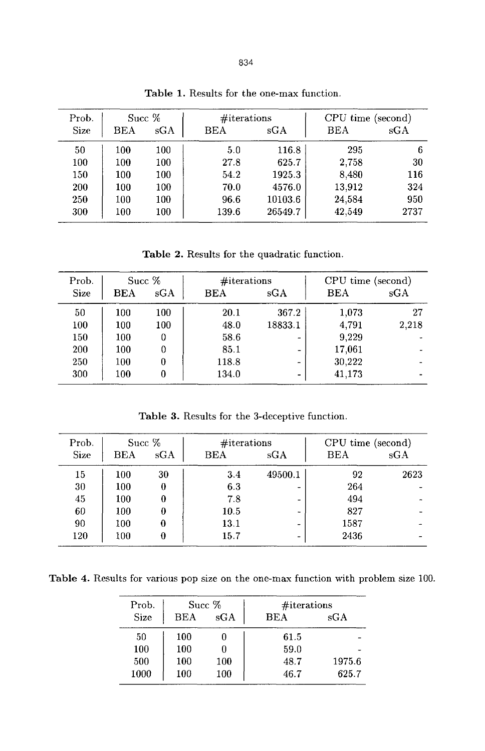**Table 1.** Results for the one-max function.

| Prob. Size | Succ % | | #iterations | | CPU time (second) | |
|---|---|---|---|---|---|---|
| | BEA | sGA | BEA | sGA | BEA | sGA |
| 50 | 100 | 100 | 5.0 | 116.8 | 295 | 6 |
| 100 | 100 | 100 | 27.8 | 625.7 | 2,758 | 30 |
| 150 | 100 | 100 | 54.2 | 1925.3 | 8,480 | 116 |
| 200 | 100 | 100 | 70.0 | 4576.0 | 13,912 | 324 |
| 250 | 100 | 100 | 96.6 | 10103.6 | 24,584 | 950 |
| 300 | 100 | 100 | 139.6 | 26549.7 | 42,549 | 2737 |

**Table 2.** Results for the quadratic function.

| Prob. Size | Succ % | | #iterations | | CPU time (second) | |
|---|---|---|---|---|---|---|
| | BEA | sGA | BEA | sGA | BEA | sGA |
| 50 | 100 | 100 | 20.1 | 367.2 | 1,073 | 27 |
| 100 | 100 | 100 | 48.0 | 18833.1 | 4,791 | 2,218 |
| 150 | 100 | 0 | 58.6 | - | 9,229 | - |
| 200 | 100 | 0 | 85.1 | - | 17,061 | - |
| 250 | 100 | 0 | 118.8 | - | 30,222 | - |
| 300 | 100 | 0 | 134.0 | - | 41,173 | - |

**Table 3.** Results for the 3-deceptive function.

| Prob. Size | Succ % | | #iterations | | CPU time (second) | |
|---|---|---|---|---|---|---|
| | BEA | sGA | BEA | sGA | BEA | sGA |
| 15 | 100 | 30 | 3.4 | 49500.1 | 92 | 2623 |
| 30 | 100 | 0 | 6.3 | - | 264 | - |
| 45 | 100 | 0 | 7.8 | - | 494 | - |
| 60 | 100 | 0 | 10.5 | - | 827 | - |
| 90 | 100 | 0 | 13.1 | - | 1587 | - |
| 120 | 100 | 0 | 15.7 | - | 2436 | - |

**Table 4.** Results for various pop size on the one-max function with problem size 100.

| Prob. Size | Succ % | | #iterations | |
|---|---|---|---|---|
| | BEA | sGA | BEA | sGA |
| 50 | 100 | 0 | 61.5 | - |
| 100 | 100 | 0 | 59.0 | - |
| 500 | 100 | 100 | 48.7 | 1975.6 |
| 1000 | 100 | 100 | 46.7 | 625.7 |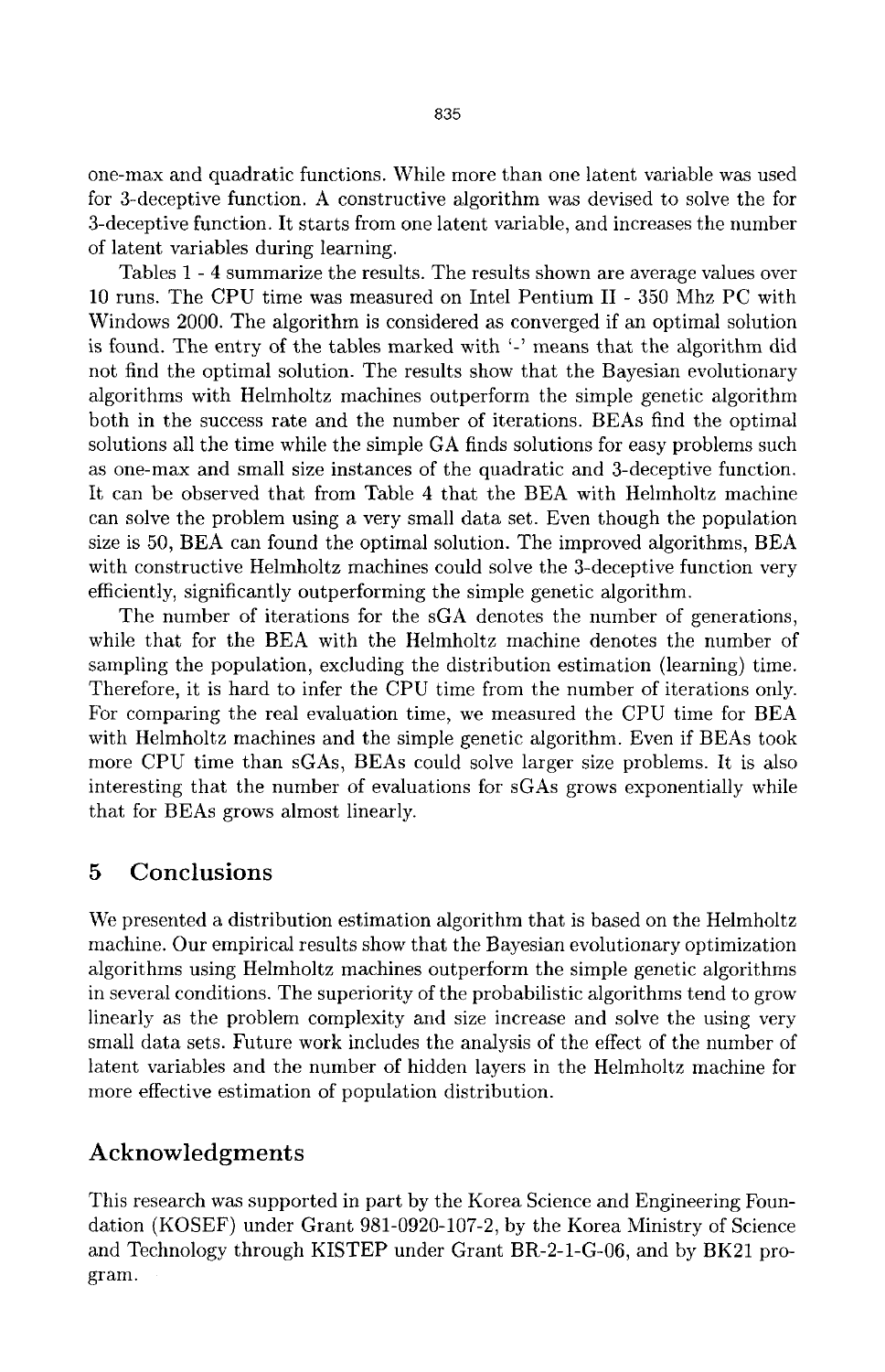one-max and quadratic functions. While more than one latent variable was used for 3-deceptive function. A constructive algorithm was devised to solve the for 3-deceptive function. It starts from one latent variable, and increases the number of latent variables during learning.

Tables 1 - 4 summarize the results. The results shown are average values over 10 runs. The CPU time was measured on Intel Pentium II - 350 Mhz PC with Windows 2000. The algorithm is considered as converged if an optimal solution is found. The entry of the tables marked with '-' means that the algorithm did not find the optimal solution. The results show that the Bayesian evolutionary algorithms with Helmholtz machines outperform the simple genetic algorithm both in the success rate and the number of iterations. BEAs find the optimal solutions all the time while the simple GA finds solutions for easy problems such as one-max and small size instances of the quadratic and 3-deceptive function. It can be observed that from Table 4 that the BEA with Helmholtz machine can solve the problem using a very small data set. Even though the population size is 50, BEA can found the optimal solution. The improved algorithms, BEA with constructive Helmholtz machines could solve the 3-deceptive function very efficiently, significantly outperforming the simple genetic algorithm.

The number of iterations for the sGA denotes the number of generations, while that for the BEA with the Helmholtz machine denotes the number of sampling the population, excluding the distribution estimation (learning) time. Therefore, it is hard to infer the CPU time from the number of iterations only. For comparing the real evaluation time, we measured the CPU time for BEA with Helmholtz machines and the simple genetic algorithm. Even if BEAs took more CPU time than sGAs, BEAs could solve larger size problems. It is also interesting that the number of evaluations for sGAs grows exponentially while that for BEAs grows almost linearly.

## 5 Conclusions

We presented a distribution estimation algorithm that is based on the Helmholtz machine. Our empirical results show that the Bayesian evolutionary optimization algorithms using Helmholtz machines outperform the simple genetic algorithms in several conditions. The superiority of the probabilistic algorithms tend to grow linearly as the problem complexity and size increase and solve the using very small data sets. Future work includes the analysis of the effect of the number of latent variables and the number of hidden layers in the Helmholtz machine for more effective estimation of population distribution.

## Acknowledgments

This research was supported in part by the Korea Science and Engineering Foundation (KOSEF) under Grant 981-0920-107-2, by the Korea Ministry of Science and Technology through KISTEP under Grant BR-2-1-G-06, and by BK21 program.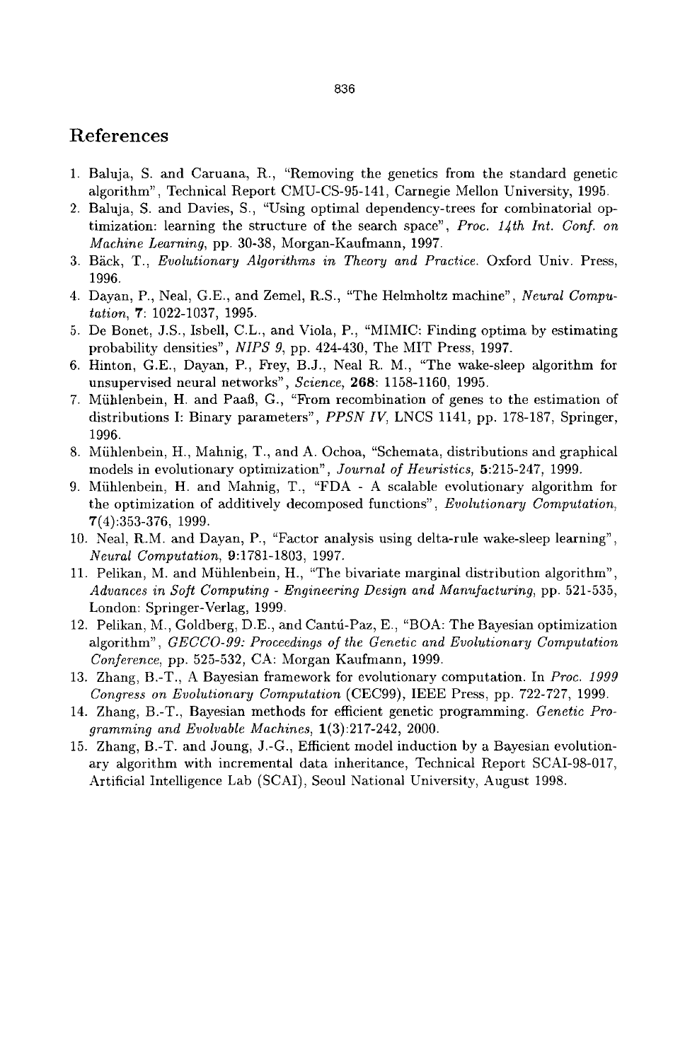## References

1. Baluja, S. and Caruana, R., "Removing the genetics from the standard genetic algorithm", Technical Report CMU-CS-95-141, Carnegie Mellon University, 1995.
2. Baluja, S. and Davies, S., "Using optimal dependency-trees for combinatorial optimization: learning the structure of the search space", *Proc. 14th Int. Conf. on Machine Learning*, pp. 30-38, Morgan-Kaufmann, 1997.
3. Bäck, T., *Evolutionary Algorithms in Theory and Practice*. Oxford Univ. Press, 1996.
4. Dayan, P., Neal, G.E., and Zemel, R.S., "The Helmholtz machine", *Neural Computation*, **7**: 1022-1037, 1995.
5. De Bonet, J.S., Isbell, C.L., and Viola, P., "MIMIC: Finding optima by estimating probability densities", *NIPS 9*, pp. 424-430, The MIT Press, 1997.
6. Hinton, G.E., Dayan, P., Frey, B.J., Neal R. M., "The wake-sleep algorithm for unsupervised neural networks", *Science*, **268**: 1158-1160, 1995.
7. Mühlenbein, H. and Paaß, G., "From recombination of genes to the estimation of distributions I: Binary parameters", *PPSN IV*, LNCS 1141, pp. 178-187, Springer, 1996.
8. Mühlenbein, H., Mahnig, T., and A. Ochoa, "Schemata, distributions and graphical models in evolutionary optimization", *Journal of Heuristics*, **5**:215-247, 1999.
9. Mühlenbein, H. and Mahnig, T., "FDA - A scalable evolutionary algorithm for the optimization of additively decomposed functions", *Evolutionary Computation*, **7**(4):353-376, 1999.
10. Neal, R.M. and Dayan, P., "Factor analysis using delta-rule wake-sleep learning", *Neural Computation*, **9**:1781-1803, 1997.
11. Pelikan, M. and Mühlenbein, H., "The bivariate marginal distribution algorithm", *Advances in Soft Computing - Engineering Design and Manufacturing*, pp. 521-535, London: Springer-Verlag, 1999.
12. Pelikan, M., Goldberg, D.E., and Cantú-Paz, E., "BOA: The Bayesian optimization algorithm", *GECCO-99: Proceedings of the Genetic and Evolutionary Computation Conference*, pp. 525-532, CA: Morgan Kaufmann, 1999.
13. Zhang, B.-T., A Bayesian framework for evolutionary computation. In *Proc. 1999 Congress on Evolutionary Computation* (CEC99), IEEE Press, pp. 722-727, 1999.
14. Zhang, B.-T., Bayesian methods for efficient genetic programming. *Genetic Programming and Evolvable Machines*, **1**(3):217-242, 2000.
15. Zhang, B.-T. and Joung, J.-G., Efficient model induction by a Bayesian evolutionary algorithm with incremental data inheritance, Technical Report SCAI-98-017, Artificial Intelligence Lab (SCAI), Seoul National University, August 1998.